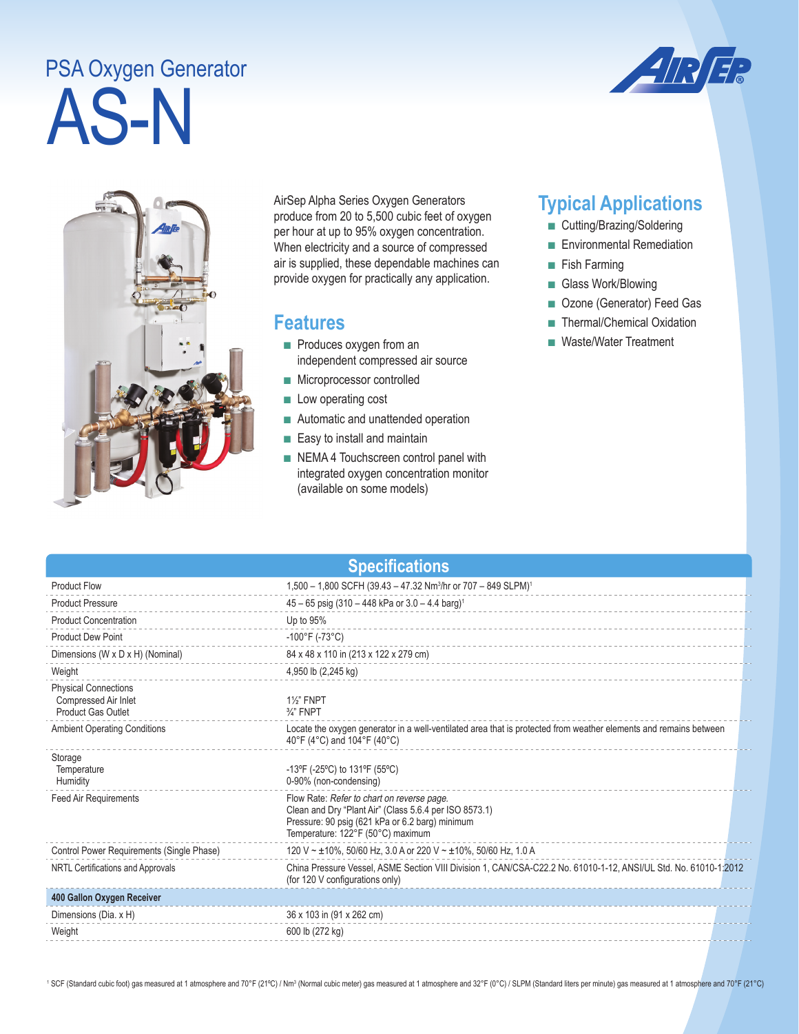# PSA Oxygen Generator

# AS-N

AirSep Alpha Series Oxygen Generators produce from 20 to 5,500 cubic feet of oxygen per hour at up to 95% oxygen concentration. When electricity and a source of compressed air is supplied, these dependable machines can provide oxygen for practically any application.

## Features

- Produces oxygen from an independent compressed air source
- Microprocessor controlled
- Low operating cost
- Automatic and unattended operation
- Easy to install and maintain
- NEMA 4 Touchscreen control panel with integrated oxygen concentration monitor (available on some models)

## Typical Applications

- Cutting/Brazing/Soldering
- Environmental Remediation
- Fish Farming
- Glass Work/Blowing
- Ozone (Generator) Feed Gas
- Thermal/Chemical Oxidation
- Waste/Water Treatment

## Specifications

| | |
|---|---|
| Product Flow | 1,500 – 1,800 SCFH (39.43 – 47.32 Nm$^3$/hr or 707 – 849 SLPM)[1] |
| Product Pressure | 45 – 65 psig (310 – 448 kPa or 3.0 – 4.4 barg)[1] |
| Product Concentration | Up to 95% |
| Product Dew Point | -100°F (-73°C) |
| Dimensions (W x D x H) (Nominal) | 84 x 48 x 110 in (213 x 122 x 279 cm) |
| Weight | 4,950 lb (2,245 kg) |
| Physical Connections<br>Compressed Air Inlet<br>Product Gas Outlet | <br>1½" FNPT<br>¾" FNPT |
| Ambient Operating Conditions | Locate the oxygen generator in a well-ventilated area that is protected from weather elements and remains between 40°F (4°C) and 104°F (40°C) |
| Storage<br>Temperature<br>Humidity | <br>-13ºF (-25ºC) to 131ºF (55ºC)<br>0-90% (non-condensing) |
| Feed Air Requirements | Flow Rate: *Refer to chart on reverse page.*<br>Clean and Dry "Plant Air" (Class 5.6.4 per ISO 8573.1)<br>Pressure: 90 psig (621 kPa or 6.2 barg) minimum<br>Temperature: 122°F (50°C) maximum |
| Control Power Requirements (Single Phase) | 120 V ~ ±10%, 50/60 Hz, 3.0 A or 220 V ~ ±10%, 50/60 Hz, 1.0 A |
| NRTL Certifications and Approvals | China Pressure Vessel, ASME Section VIII Division 1, CAN/CSA-C22.2 No. 61010-1-12, ANSI/UL Std. No. 61010-1:2012 (for 120 V configurations only) |
| **400 Gallon Oxygen Receiver** | |
| Dimensions (Dia. x H) | 36 x 103 in (91 x 262 cm) |
| Weight | 600 lb (272 kg) |

[1] SCF (Standard cubic foot) gas measured at 1 atmosphere and 70°F (21ºC) / Nm$^3$ (Normal cubic meter) gas measured at 1 atmosphere and 32°F (0°C) / SLPM (Standard liters per minute) gas measured at 1 atmosphere and 70°F (21°C)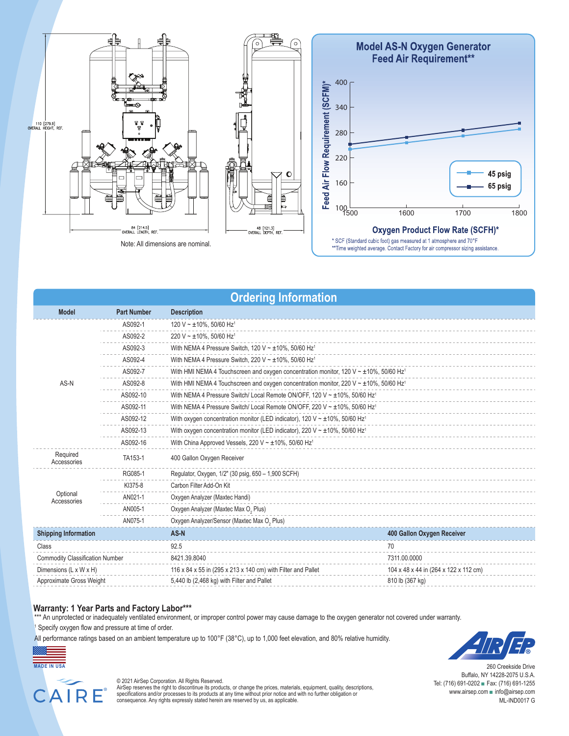110 [279.9] OVERALL HEIGHT, REF.

84 [214.5] OVERALL LENGTH, REF.

48 [121.3] OVERALL DEPTH, REF.

Note: All dimensions are nominal.

**Model AS-N Oxygen Generator Feed Air Requirement****

Feed Air Flow Requirement (SCFM)*

400
340
280
220
160
100

1500
1600
1700
1800

45 psig
65 psig

Oxygen Product Flow Rate (SCFH)*

* SCF (Standard cubic foot) gas measured at 1 atmosphere and 70°F

**Time weighted average. Contact Factory for air compressor sizing assistance.

## Ordering Information

| Model | Part Number | Description |
|---|---|---|
| AS-N | AS092-1 | 120 V ~ ±10%, 50/60 Hz[1] |
| | AS092-2 | 220 V ~ ±10%, 50/60 Hz[1] |
| | AS092-3 | With NEMA 4 Pressure Switch, 120 V ~ ±10%, 50/60 Hz[1] |
| | AS092-4 | With NEMA 4 Pressure Switch, 220 V ~ ±10%, 50/60 Hz[1] |
| | AS092-7 | With HMI NEMA 4 Touchscreen and oxygen concentration monitor, 120 V ~ ±10%, 50/60 Hz[1] |
| | AS092-8 | With HMI NEMA 4 Touchscreen and oxygen concentration monitor, 220 V ~ ±10%, 50/60 Hz[1] |
| | AS092-10 | With NEMA 4 Pressure Switch/ Local Remote ON/OFF, 120 V ~ ±10%, 50/60 Hz[1] |
| | AS092-11 | With NEMA 4 Pressure Switch/ Local Remote ON/OFF, 220 V ~ ±10%, 50/60 Hz[1] |
| | AS092-12 | With oxygen concentration monitor (LED indicator), 120 V ~ ±10%, 50/60 Hz[1] |
| | AS092-13 | With oxygen concentration monitor (LED indicator), 220 V ~ ±10%, 50/60 Hz[1] |
| | AS092-16 | With China Approved Vessels, 220 V ~ ±10%, 50/60 Hz[1] |
| Required Accessories | TA153-1 | 400 Gallon Oxygen Receiver |
| Optional Accessories | RG085-1 | Regulator, Oxygen, 1/2" (30 psig, 650 – 1,900 SCFH) |
| | KI375-8 | Carbon Filter Add-On Kit |
| | AN021-1 | Oxygen Analyzer (Maxtec Handi) |
| | AN005-1 | Oxygen Analyzer (Maxtec Max $O_2$ Plus) |
| | AN075-1 | Oxygen Analyzer/Sensor (Maxtec Max $O_2$ Plus) |

| Shipping Information | AS-N | 400 Gallon Oxygen Receiver |
|---|---|---|
| Class | 92.5 | 70 |
| Commodity Classification Number | 8421.39.8040 | 7311.00.0000 |
| Dimensions (L x W x H) | 116 x 84 x 55 in (295 x 213 x 140 cm) with Filter and Pallet | 104 x 48 x 44 in (264 x 122 x 112 cm) |
| Approximate Gross Weight | 5,440 lb (2,468 kg) with Filter and Pallet | 810 lb (367 kg) |

### Warranty: 1 Year Parts and Factory Labor***

*** An unprotected or inadequately ventilated environment, or improper control power may cause damage to the oxygen generator not covered under warranty.

[1] Specify oxygen flow and pressure at time of order.

All performance ratings based on an ambient temperature up to 100°F (38°C), up to 1,000 feet elevation, and 80% relative humidity.

MADE IN USA

CAIRE

AIRSEP

© 2021 AirSep Corporation. All Rights Reserved.
AirSep reserves the right to discontinue its products, or change the prices, materials, equipment, quality, descriptions, specifications and/or processes to its products at any time without prior notice and with no further obligation or consequence. Any rights expressly stated herein are reserved by us, as applicable.

260 Creekside Drive
Buffalo, NY 14228-2075 U.S.A.
Tel: (716) 691-0202 ■ Fax: (716) 691-1255
www.airsep.com ■ info@airsep.com
ML-IND0017 G